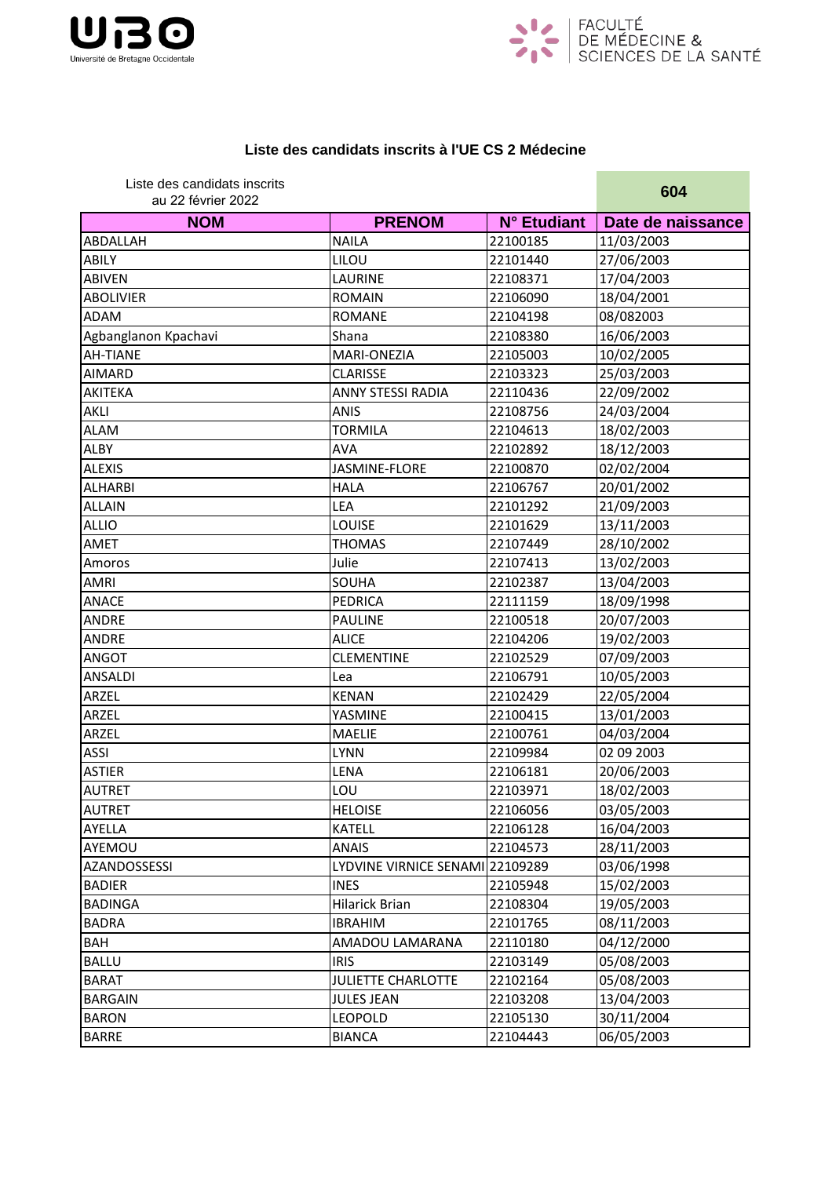## Liste des candidats inscrits à l'UE CS 2 Médecine

Liste des candidats inscrits
au 22 février 2022

**604**

| NOM | PRENOM | N° Etudiant | Date de naissance |
|---|---|---|---|
| ABDALLAH | NAILA | 22100185 | 11/03/2003 |
| ABILY | LILOU | 22101440 | 27/06/2003 |
| ABIVEN | LAURINE | 22108371 | 17/04/2003 |
| ABOLIVIER | ROMAIN | 22106090 | 18/04/2001 |
| ADAM | ROMANE | 22104198 | 08/082003 |
| Agbanglanon Kpachavi | Shana | 22108380 | 16/06/2003 |
| AH-TIANE | MARI-ONEZIA | 22105003 | 10/02/2005 |
| AIMARD | CLARISSE | 22103323 | 25/03/2003 |
| AKITEKA | ANNY STESSI RADIA | 22110436 | 22/09/2002 |
| AKLI | ANIS | 22108756 | 24/03/2004 |
| ALAM | TORMILA | 22104613 | 18/02/2003 |
| ALBY | AVA | 22102892 | 18/12/2003 |
| ALEXIS | JASMINE-FLORE | 22100870 | 02/02/2004 |
| ALHARBI | HALA | 22106767 | 20/01/2002 |
| ALLAIN | LEA | 22101292 | 21/09/2003 |
| ALLIO | LOUISE | 22101629 | 13/11/2003 |
| AMET | THOMAS | 22107449 | 28/10/2002 |
| Amoros | Julie | 22107413 | 13/02/2003 |
| AMRI | SOUHA | 22102387 | 13/04/2003 |
| ANACE | PEDRICA | 22111159 | 18/09/1998 |
| ANDRE | PAULINE | 22100518 | 20/07/2003 |
| ANDRE | ALICE | 22104206 | 19/02/2003 |
| ANGOT | CLEMENTINE | 22102529 | 07/09/2003 |
| ANSALDI | Lea | 22106791 | 10/05/2003 |
| ARZEL | KENAN | 22102429 | 22/05/2004 |
| ARZEL | YASMINE | 22100415 | 13/01/2003 |
| ARZEL | MAELIE | 22100761 | 04/03/2004 |
| ASSI | LYNN | 22109984 | 02 09 2003 |
| ASTIER | LENA | 22106181 | 20/06/2003 |
| AUTRET | LOU | 22103971 | 18/02/2003 |
| AUTRET | HELOISE | 22106056 | 03/05/2003 |
| AYELLA | KATELL | 22106128 | 16/04/2003 |
| AYEMOU | ANAIS | 22104573 | 28/11/2003 |
| AZANDOSSESSI | LYDVINE VIRNICE SENAMI | 22109289 | 03/06/1998 |
| BADIER | INES | 22105948 | 15/02/2003 |
| BADINGA | Hilarick Brian | 22108304 | 19/05/2003 |
| BADRA | IBRAHIM | 22101765 | 08/11/2003 |
| BAH | AMADOU LAMARANA | 22110180 | 04/12/2000 |
| BALLU | IRIS | 22103149 | 05/08/2003 |
| BARAT | JULIETTE CHARLOTTE | 22102164 | 05/08/2003 |
| BARGAIN | JULES JEAN | 22103208 | 13/04/2003 |
| BARON | LEOPOLD | 22105130 | 30/11/2004 |
| BARRE | BIANCA | 22104443 | 06/05/2003 |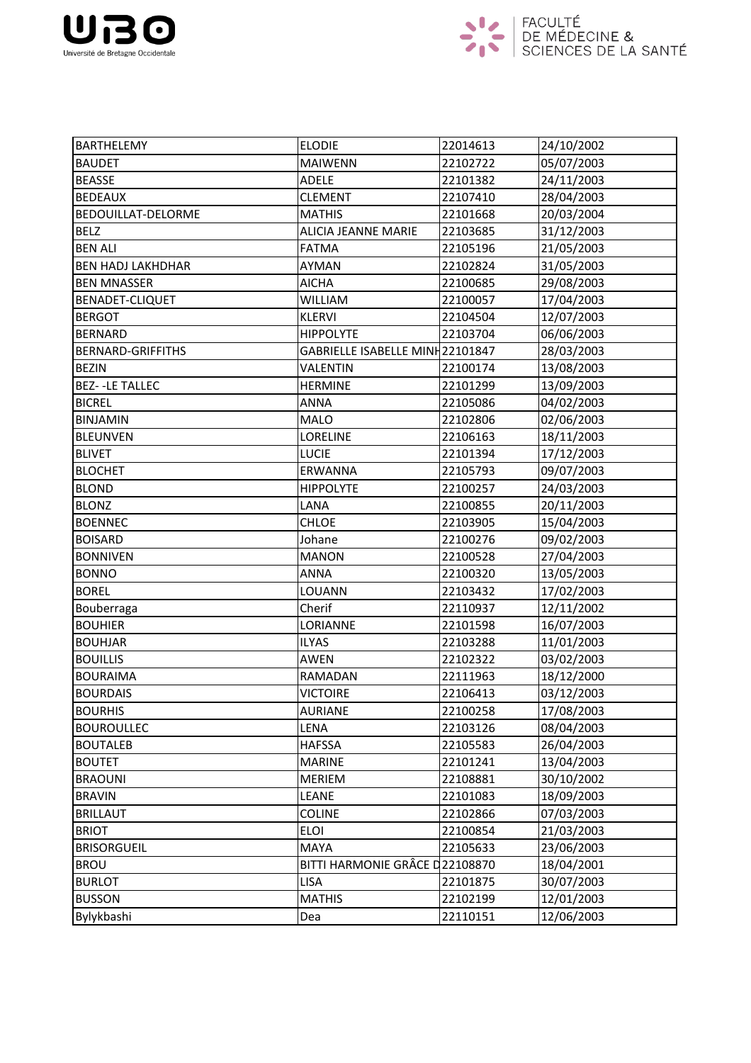| BARTHELEMY | ELODIE | 22014613 | 24/10/2002 |
|---|---|---|---|
| BAUDET | MAIWENN | 22102722 | 05/07/2003 |
| BEASSE | ADELE | 22101382 | 24/11/2003 |
| BEDEAUX | CLEMENT | 22107410 | 28/04/2003 |
| BEDOUILLAT-DELORME | MATHIS | 22101668 | 20/03/2004 |
| BELZ | ALICIA JEANNE MARIE | 22103685 | 31/12/2003 |
| BEN ALI | FATMA | 22105196 | 21/05/2003 |
| BEN HADJ LAKHDHAR | AYMAN | 22102824 | 31/05/2003 |
| BEN MNASSER | AICHA | 22100685 | 29/08/2003 |
| BENADET-CLIQUET | WILLIAM | 22100057 | 17/04/2003 |
| BERGOT | KLERVI | 22104504 | 12/07/2003 |
| BERNARD | HIPPOLYTE | 22103704 | 06/06/2003 |
| BERNARD-GRIFFITHS | GABRIELLE ISABELLE MINH | 22101847 | 28/03/2003 |
| BEZIN | VALENTIN | 22100174 | 13/08/2003 |
| BEZ- -LE TALLEC | HERMINE | 22101299 | 13/09/2003 |
| BICREL | ANNA | 22105086 | 04/02/2003 |
| BINJAMIN | MALO | 22102806 | 02/06/2003 |
| BLEUNVEN | LORELINE | 22106163 | 18/11/2003 |
| BLIVET | LUCIE | 22101394 | 17/12/2003 |
| BLOCHET | ERWANNA | 22105793 | 09/07/2003 |
| BLOND | HIPPOLYTE | 22100257 | 24/03/2003 |
| BLONZ | LANA | 22100855 | 20/11/2003 |
| BOENNEC | CHLOE | 22103905 | 15/04/2003 |
| BOISARD | Johane | 22100276 | 09/02/2003 |
| BONNIVEN | MANON | 22100528 | 27/04/2003 |
| BONNO | ANNA | 22100320 | 13/05/2003 |
| BOREL | LOUANN | 22103432 | 17/02/2003 |
| Bouberraga | Cherif | 22110937 | 12/11/2002 |
| BOUHIER | LORIANNE | 22101598 | 16/07/2003 |
| BOUHJAR | ILYAS | 22103288 | 11/01/2003 |
| BOUILLIS | AWEN | 22102322 | 03/02/2003 |
| BOURAIMA | RAMADAN | 22111963 | 18/12/2000 |
| BOURDAIS | VICTOIRE | 22106413 | 03/12/2003 |
| BOURHIS | AURIANE | 22100258 | 17/08/2003 |
| BOUROULLEC | LENA | 22103126 | 08/04/2003 |
| BOUTALEB | HAFSSA | 22105583 | 26/04/2003 |
| BOUTET | MARINE | 22101241 | 13/04/2003 |
| BRAOUNI | MERIEM | 22108881 | 30/10/2002 |
| BRAVIN | LEANE | 22101083 | 18/09/2003 |
| BRILLAUT | COLINE | 22102866 | 07/03/2003 |
| BRIOT | ELOI | 22100854 | 21/03/2003 |
| BRISORGUEIL | MAYA | 22105633 | 23/06/2003 |
| BROU | BITTI HARMONIE GRÂCE D | 22108870 | 18/04/2001 |
| BURLOT | LISA | 22101875 | 30/07/2003 |
| BUSSON | MATHIS | 22102199 | 12/01/2003 |
| Bylykbashi | Dea | 22110151 | 12/06/2003 |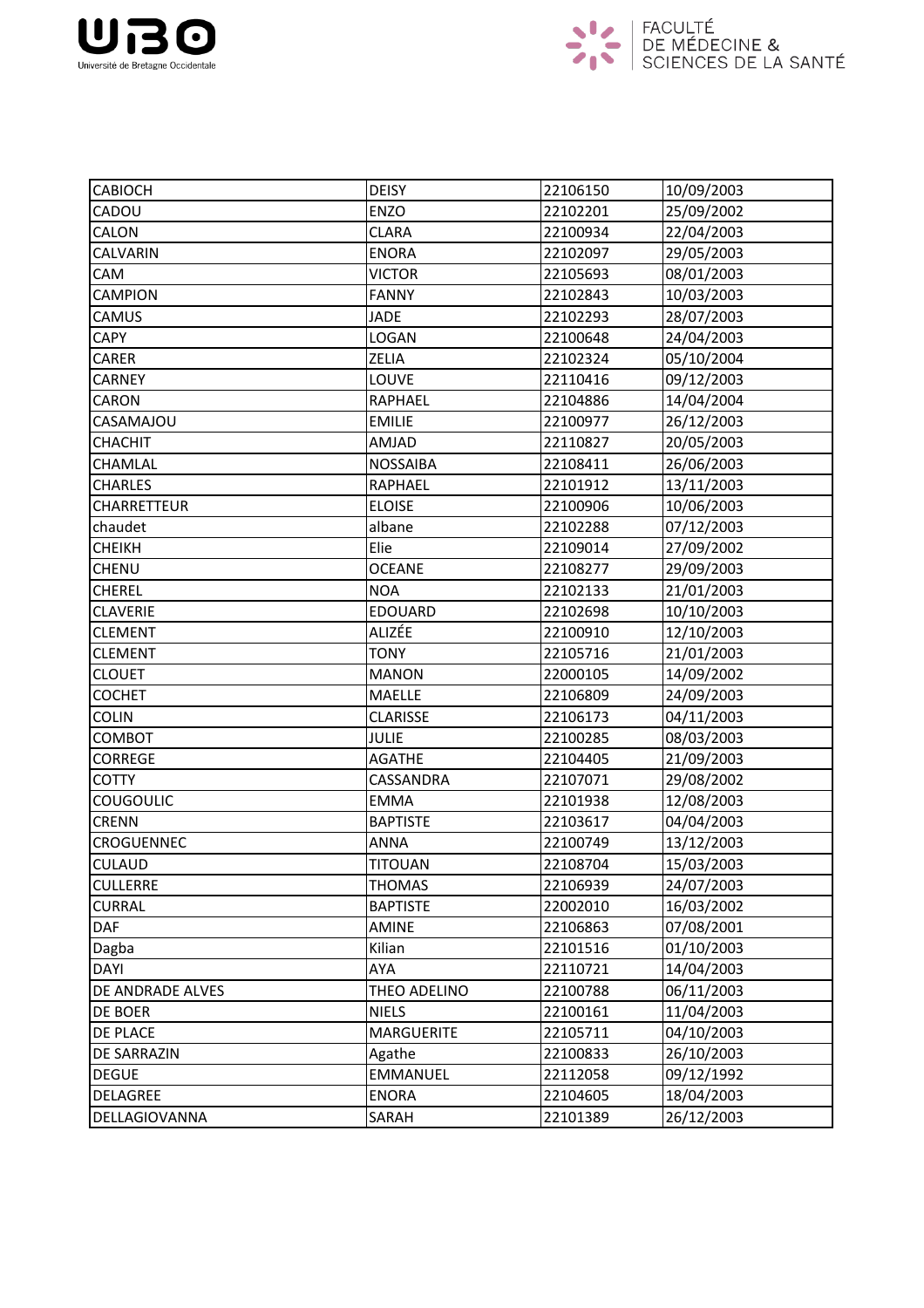| CABIOCH | DEISY | 22106150 | 10/09/2003 |
|---|---|---|---|
| CADOU | ENZO | 22102201 | 25/09/2002 |
| CALON | CLARA | 22100934 | 22/04/2003 |
| CALVARIN | ENORA | 22102097 | 29/05/2003 |
| CAM | VICTOR | 22105693 | 08/01/2003 |
| CAMPION | FANNY | 22102843 | 10/03/2003 |
| CAMUS | JADE | 22102293 | 28/07/2003 |
| CAPY | LOGAN | 22100648 | 24/04/2003 |
| CARER | ZELIA | 22102324 | 05/10/2004 |
| CARNEY | LOUVE | 22110416 | 09/12/2003 |
| CARON | RAPHAEL | 22104886 | 14/04/2004 |
| CASAMAJOU | EMILIE | 22100977 | 26/12/2003 |
| CHACHIT | AMJAD | 22110827 | 20/05/2003 |
| CHAMLAL | NOSSAIBA | 22108411 | 26/06/2003 |
| CHARLES | RAPHAEL | 22101912 | 13/11/2003 |
| CHARRETTEUR | ELOISE | 22100906 | 10/06/2003 |
| chaudet | albane | 22102288 | 07/12/2003 |
| CHEIKH | Elie | 22109014 | 27/09/2002 |
| CHENU | OCEANE | 22108277 | 29/09/2003 |
| CHEREL | NOA | 22102133 | 21/01/2003 |
| CLAVERIE | EDOUARD | 22102698 | 10/10/2003 |
| CLEMENT | ALIZÉE | 22100910 | 12/10/2003 |
| CLEMENT | TONY | 22105716 | 21/01/2003 |
| CLOUET | MANON | 22000105 | 14/09/2002 |
| COCHET | MAELLE | 22106809 | 24/09/2003 |
| COLIN | CLARISSE | 22106173 | 04/11/2003 |
| COMBOT | JULIE | 22100285 | 08/03/2003 |
| CORREGE | AGATHE | 22104405 | 21/09/2003 |
| COTTY | CASSANDRA | 22107071 | 29/08/2002 |
| COUGOULIC | EMMA | 22101938 | 12/08/2003 |
| CRENN | BAPTISTE | 22103617 | 04/04/2003 |
| CROGUENNEC | ANNA | 22100749 | 13/12/2003 |
| CULAUD | TITOUAN | 22108704 | 15/03/2003 |
| CULLERRE | THOMAS | 22106939 | 24/07/2003 |
| CURRAL | BAPTISTE | 22002010 | 16/03/2002 |
| DAF | AMINE | 22106863 | 07/08/2001 |
| Dagba | Kilian | 22101516 | 01/10/2003 |
| DAYI | AYA | 22110721 | 14/04/2003 |
| DE ANDRADE ALVES | THEO ADELINO | 22100788 | 06/11/2003 |
| DE BOER | NIELS | 22100161 | 11/04/2003 |
| DE PLACE | MARGUERITE | 22105711 | 04/10/2003 |
| DE SARRAZIN | Agathe | 22100833 | 26/10/2003 |
| DEGUE | EMMANUEL | 22112058 | 09/12/1992 |
| DELAGREE | ENORA | 22104605 | 18/04/2003 |
| DELLAGIOVANNA | SARAH | 22101389 | 26/12/2003 |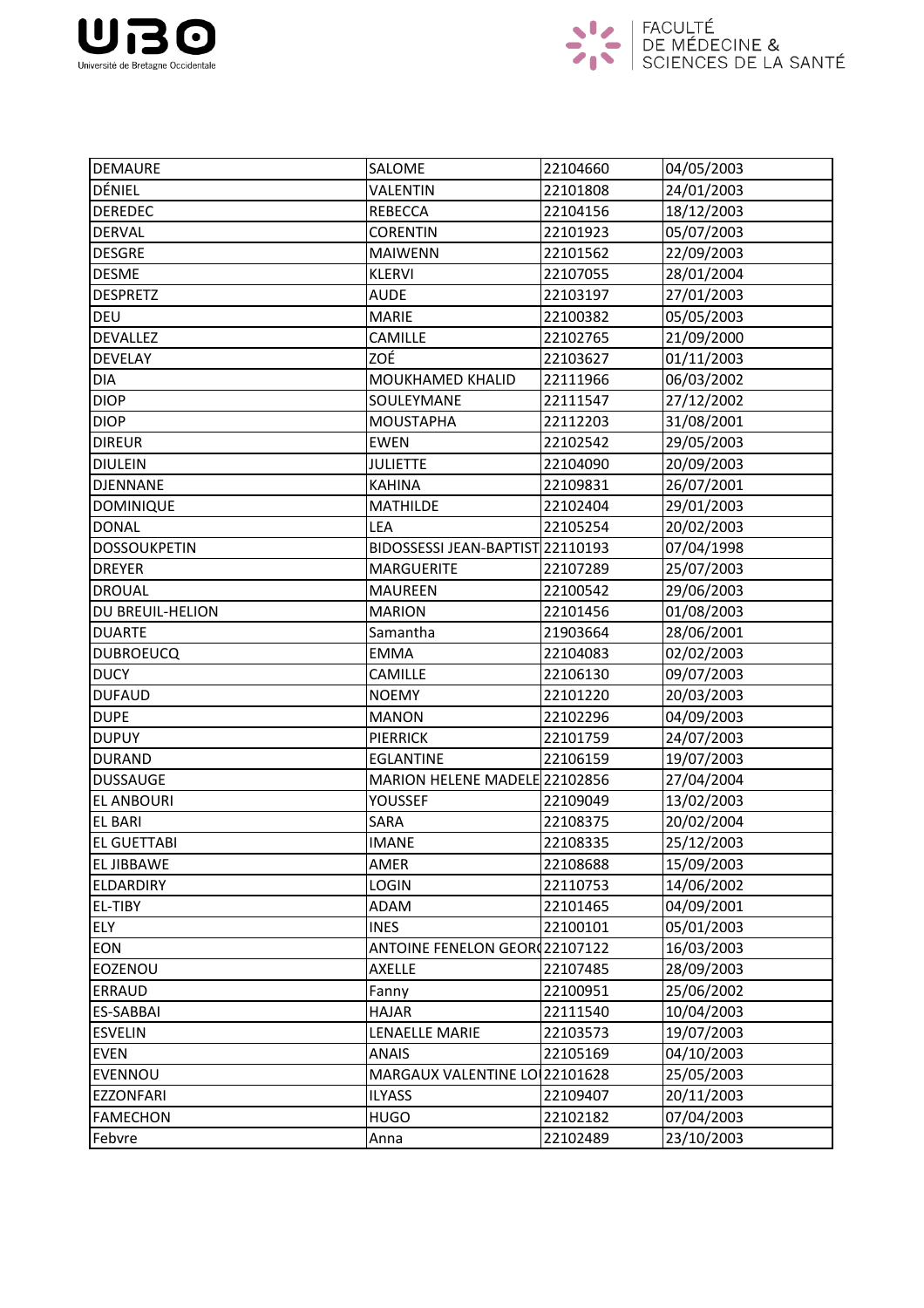| DEMAURE | SALOME | 22104660 | 04/05/2003 |
|---|---|---|---|
| DÉNIEL | VALENTIN | 22101808 | 24/01/2003 |
| DEREDEC | REBECCA | 22104156 | 18/12/2003 |
| DERVAL | CORENTIN | 22101923 | 05/07/2003 |
| DESGRE | MAIWENN | 22101562 | 22/09/2003 |
| DESME | KLERVI | 22107055 | 28/01/2004 |
| DESPRETZ | AUDE | 22103197 | 27/01/2003 |
| DEU | MARIE | 22100382 | 05/05/2003 |
| DEVALLEZ | CAMILLE | 22102765 | 21/09/2000 |
| DEVELAY | ZOÉ | 22103627 | 01/11/2003 |
| DIA | MOUKHAMED KHALID | 22111966 | 06/03/2002 |
| DIOP | SOULEYMANE | 22111547 | 27/12/2002 |
| DIOP | MOUSTAPHA | 22112203 | 31/08/2001 |
| DIREUR | EWEN | 22102542 | 29/05/2003 |
| DIULEIN | JULIETTE | 22104090 | 20/09/2003 |
| DJENNANE | KAHINA | 22109831 | 26/07/2001 |
| DOMINIQUE | MATHILDE | 22102404 | 29/01/2003 |
| DONAL | LEA | 22105254 | 20/02/2003 |
| DOSSOUKPETIN | BIDOSSESSI JEAN-BAPTIST | 22110193 | 07/04/1998 |
| DREYER | MARGUERITE | 22107289 | 25/07/2003 |
| DROUAL | MAUREEN | 22100542 | 29/06/2003 |
| DU BREUIL-HELION | MARION | 22101456 | 01/08/2003 |
| DUARTE | Samantha | 21903664 | 28/06/2001 |
| DUBROEUCQ | EMMA | 22104083 | 02/02/2003 |
| DUCY | CAMILLE | 22106130 | 09/07/2003 |
| DUFAUD | NOEMY | 22101220 | 20/03/2003 |
| DUPE | MANON | 22102296 | 04/09/2003 |
| DUPUY | PIERRICK | 22101759 | 24/07/2003 |
| DURAND | EGLANTINE | 22106159 | 19/07/2003 |
| DUSSAUGE | MARION HELENE MADELE | 22102856 | 27/04/2004 |
| EL ANBOURI | YOUSSEF | 22109049 | 13/02/2003 |
| EL BARI | SARA | 22108375 | 20/02/2004 |
| EL GUETTABI | IMANE | 22108335 | 25/12/2003 |
| EL JIBBAWE | AMER | 22108688 | 15/09/2003 |
| ELDARDIRY | LOGIN | 22110753 | 14/06/2002 |
| EL-TIBY | ADAM | 22101465 | 04/09/2001 |
| ELY | INES | 22100101 | 05/01/2003 |
| EON | ANTOINE FENELON GEOR( | 22107122 | 16/03/2003 |
| EOZENOU | AXELLE | 22107485 | 28/09/2003 |
| ERRAUD | Fanny | 22100951 | 25/06/2002 |
| ES-SABBAI | HAJAR | 22111540 | 10/04/2003 |
| ESVELIN | LENAELLE MARIE | 22103573 | 19/07/2003 |
| EVEN | ANAIS | 22105169 | 04/10/2003 |
| EVENNOU | MARGAUX VALENTINE LO | 22101628 | 25/05/2003 |
| EZZONFARI | ILYASS | 22109407 | 20/11/2003 |
| FAMECHON | HUGO | 22102182 | 07/04/2003 |
| Febvre | Anna | 22102489 | 23/10/2003 |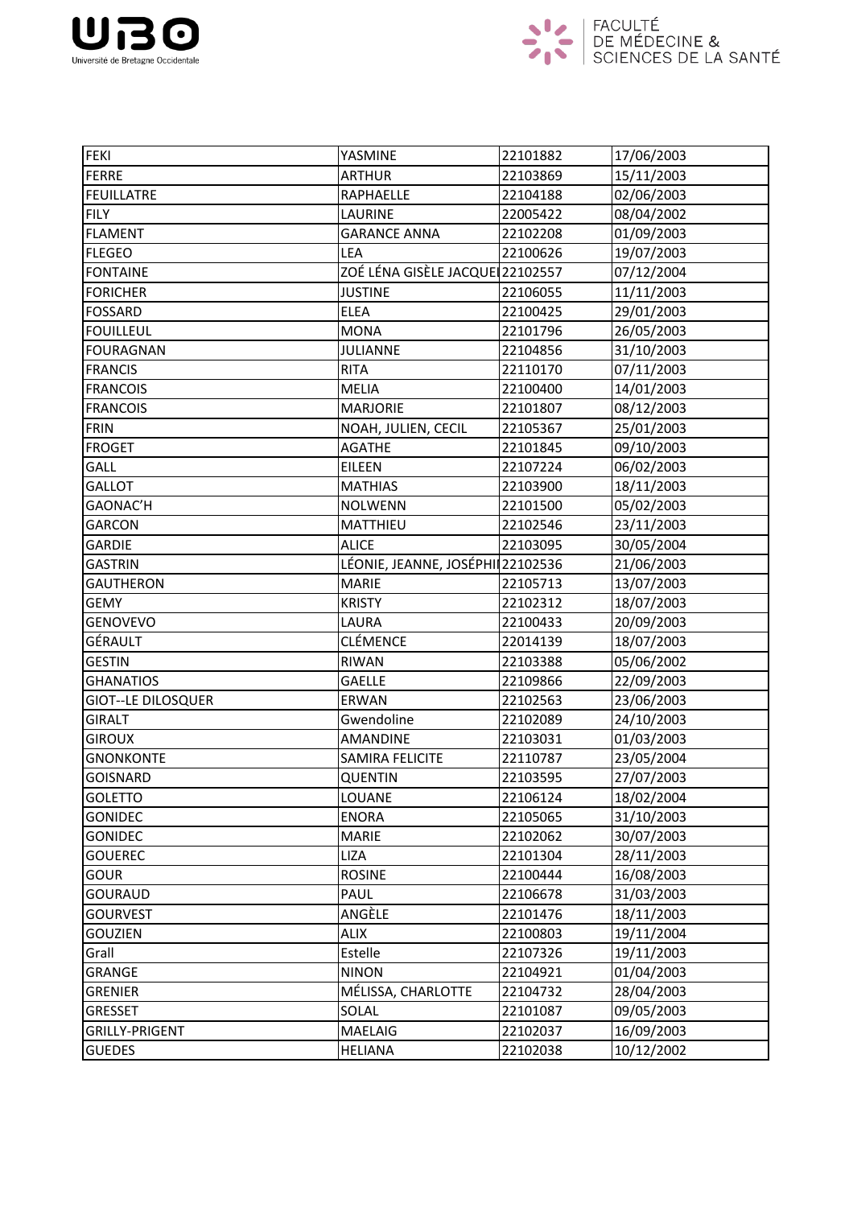| FEKI | YASMINE | 22101882 | 17/06/2003 |
|---|---|---|---|
| FERRE | ARTHUR | 22103869 | 15/11/2003 |
| FEUILLATRE | RAPHAELLE | 22104188 | 02/06/2003 |
| FILY | LAURINE | 22005422 | 08/04/2002 |
| FLAMENT | GARANCE ANNA | 22102208 | 01/09/2003 |
| FLEGEO | LEA | 22100626 | 19/07/2003 |
| FONTAINE | ZOÉ LÉNA GISÈLE JACQUE | 22102557 | 07/12/2004 |
| FORICHER | JUSTINE | 22106055 | 11/11/2003 |
| FOSSARD | ELEA | 22100425 | 29/01/2003 |
| FOUILLEUL | MONA | 22101796 | 26/05/2003 |
| FOURAGNAN | JULIANNE | 22104856 | 31/10/2003 |
| FRANCIS | RITA | 22110170 | 07/11/2003 |
| FRANCOIS | MELIA | 22100400 | 14/01/2003 |
| FRANCOIS | MARJORIE | 22101807 | 08/12/2003 |
| FRIN | NOAH, JULIEN, CECIL | 22105367 | 25/01/2003 |
| FROGET | AGATHE | 22101845 | 09/10/2003 |
| GALL | EILEEN | 22107224 | 06/02/2003 |
| GALLOT | MATHIAS | 22103900 | 18/11/2003 |
| GAONAC'H | NOLWENN | 22101500 | 05/02/2003 |
| GARCON | MATTHIEU | 22102546 | 23/11/2003 |
| GARDIE | ALICE | 22103095 | 30/05/2004 |
| GASTRIN | LÉONIE, JEANNE, JOSÉPHI | 22102536 | 21/06/2003 |
| GAUTHERON | MARIE | 22105713 | 13/07/2003 |
| GEMY | KRISTY | 22102312 | 18/07/2003 |
| GENOVEVO | LAURA | 22100433 | 20/09/2003 |
| GÉRAULT | CLÉMENCE | 22014139 | 18/07/2003 |
| GESTIN | RIWAN | 22103388 | 05/06/2002 |
| GHANATIOS | GAELLE | 22109866 | 22/09/2003 |
| GIOT--LE DILOSQUER | ERWAN | 22102563 | 23/06/2003 |
| GIRALT | Gwendoline | 22102089 | 24/10/2003 |
| GIROUX | AMANDINE | 22103031 | 01/03/2003 |
| GNONKONTE | SAMIRA FELICITE | 22110787 | 23/05/2004 |
| GOISNARD | QUENTIN | 22103595 | 27/07/2003 |
| GOLETTO | LOUANE | 22106124 | 18/02/2004 |
| GONIDEC | ENORA | 22105065 | 31/10/2003 |
| GONIDEC | MARIE | 22102062 | 30/07/2003 |
| GOUEREC | LIZA | 22101304 | 28/11/2003 |
| GOUR | ROSINE | 22100444 | 16/08/2003 |
| GOURAUD | PAUL | 22106678 | 31/03/2003 |
| GOURVEST | ANGÈLE | 22101476 | 18/11/2003 |
| GOUZIEN | ALIX | 22100803 | 19/11/2004 |
| Grall | Estelle | 22107326 | 19/11/2003 |
| GRANGE | NINON | 22104921 | 01/04/2003 |
| GRENIER | MÉLISSA, CHARLOTTE | 22104732 | 28/04/2003 |
| GRESSET | SOLAL | 22101087 | 09/05/2003 |
| GRILLY-PRIGENT | MAELAIG | 22102037 | 16/09/2003 |
| GUEDES | HELIANA | 22102038 | 10/12/2002 |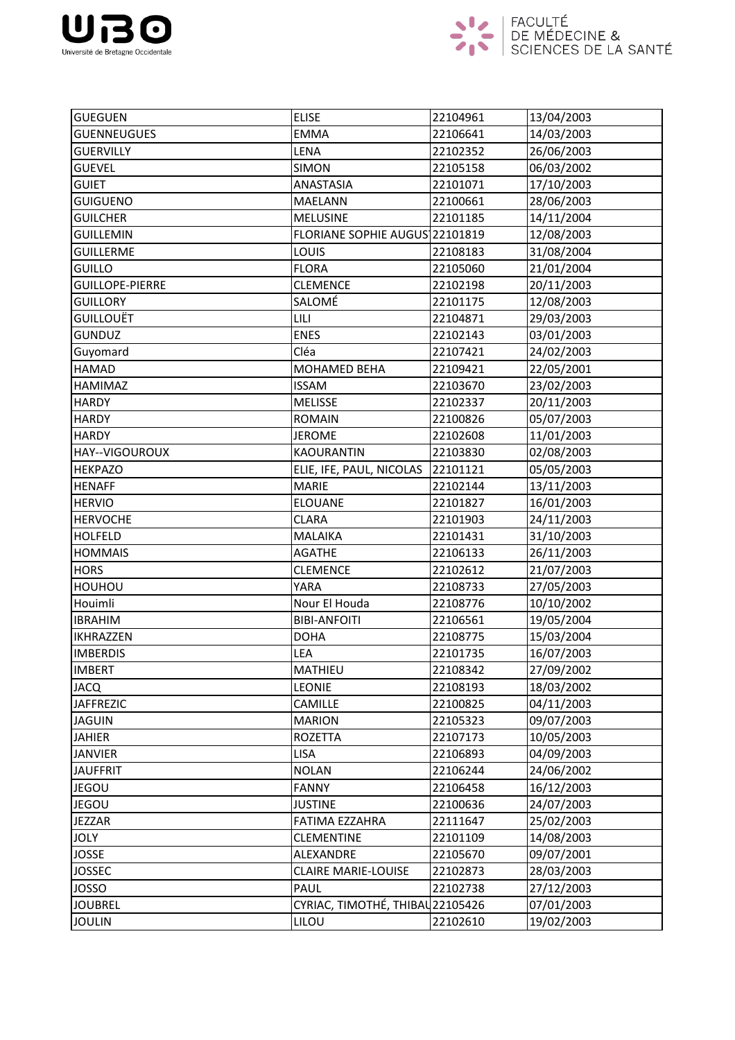| GUEGUEN | ELISE | 22104961 | 13/04/2003 |
|---|---|---|---|
| GUENNEUGUES | EMMA | 22106641 | 14/03/2003 |
| GUERVILLY | LENA | 22102352 | 26/06/2003 |
| GUEVEL | SIMON | 22105158 | 06/03/2002 |
| GUIET | ANASTASIA | 22101071 | 17/10/2003 |
| GUIGUENO | MAELANN | 22100661 | 28/06/2003 |
| GUILCHER | MELUSINE | 22101185 | 14/11/2004 |
| GUILLEMIN | FLORIANE SOPHIE AUGUS | 22101819 | 12/08/2003 |
| GUILLERME | LOUIS | 22108183 | 31/08/2004 |
| GUILLO | FLORA | 22105060 | 21/01/2004 |
| GUILLOPE-PIERRE | CLEMENCE | 22102198 | 20/11/2003 |
| GUILLORY | SALOMÉ | 22101175 | 12/08/2003 |
| GUILLOUËT | LILI | 22104871 | 29/03/2003 |
| GUNDUZ | ENES | 22102143 | 03/01/2003 |
| Guyomard | Cléa | 22107421 | 24/02/2003 |
| HAMAD | MOHAMED BEHA | 22109421 | 22/05/2001 |
| HAMIMAZ | ISSAM | 22103670 | 23/02/2003 |
| HARDY | MELISSE | 22102337 | 20/11/2003 |
| HARDY | ROMAIN | 22100826 | 05/07/2003 |
| HARDY | JEROME | 22102608 | 11/01/2003 |
| HAY--VIGOUROUX | KAOURANTIN | 22103830 | 02/08/2003 |
| HEKPAZO | ELIE, IFE, PAUL, NICOLAS | 22101121 | 05/05/2003 |
| HENAFF | MARIE | 22102144 | 13/11/2003 |
| HERVIO | ELOUANE | 22101827 | 16/01/2003 |
| HERVOCHE | CLARA | 22101903 | 24/11/2003 |
| HOLFELD | MALAIKA | 22101431 | 31/10/2003 |
| HOMMAIS | AGATHE | 22106133 | 26/11/2003 |
| HORS | CLEMENCE | 22102612 | 21/07/2003 |
| HOUHOU | YARA | 22108733 | 27/05/2003 |
| Houimli | Nour El Houda | 22108776 | 10/10/2002 |
| IBRAHIM | BIBI-ANFOITI | 22106561 | 19/05/2004 |
| IKHRAZZEN | DOHA | 22108775 | 15/03/2004 |
| IMBERDIS | LEA | 22101735 | 16/07/2003 |
| IMBERT | MATHIEU | 22108342 | 27/09/2002 |
| JACQ | LEONIE | 22108193 | 18/03/2002 |
| JAFFREZIC | CAMILLE | 22100825 | 04/11/2003 |
| JAGUIN | MARION | 22105323 | 09/07/2003 |
| JAHIER | ROZETTA | 22107173 | 10/05/2003 |
| JANVIER | LISA | 22106893 | 04/09/2003 |
| JAUFFRIT | NOLAN | 22106244 | 24/06/2002 |
| JEGOU | FANNY | 22106458 | 16/12/2003 |
| JEGOU | JUSTINE | 22100636 | 24/07/2003 |
| JEZZAR | FATIMA EZZAHRA | 22111647 | 25/02/2003 |
| JOLY | CLEMENTINE | 22101109 | 14/08/2003 |
| JOSSE | ALEXANDRE | 22105670 | 09/07/2001 |
| JOSSEC | CLAIRE MARIE-LOUISE | 22102873 | 28/03/2003 |
| JOSSO | PAUL | 22102738 | 27/12/2003 |
| JOUBREL | CYRIAC, TIMOTHÉ, THIBAU | 22105426 | 07/01/2003 |
| JOULIN | LILOU | 22102610 | 19/02/2003 |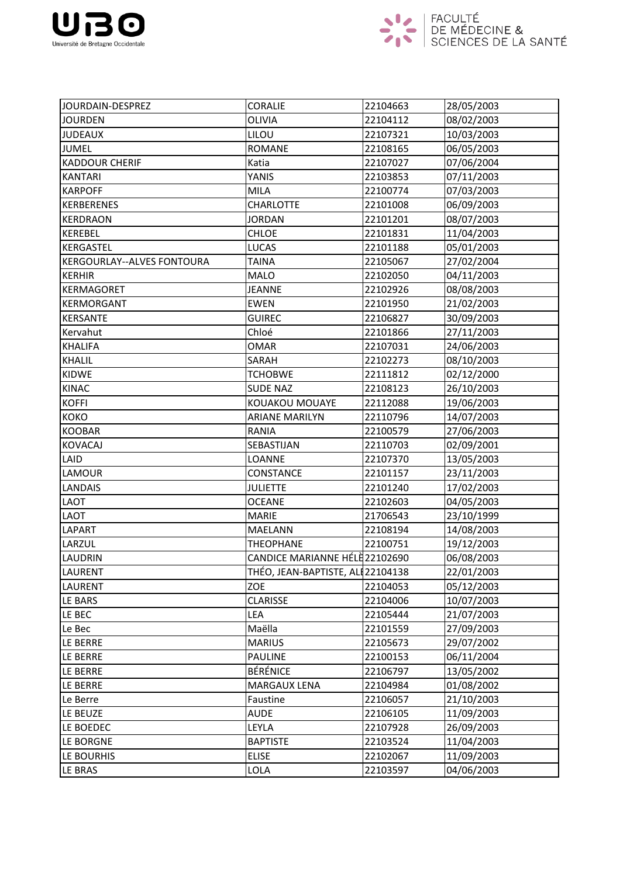| JOURDAIN-DESPREZ | CORALIE | 22104663 | 28/05/2003 |
|---|---|---|---|
| JOURDEN | OLIVIA | 22104112 | 08/02/2003 |
| JUDEAUX | LILOU | 22107321 | 10/03/2003 |
| JUMEL | ROMANE | 22108165 | 06/05/2003 |
| KADDOUR CHERIF | Katia | 22107027 | 07/06/2004 |
| KANTARI | YANIS | 22103853 | 07/11/2003 |
| KARPOFF | MILA | 22100774 | 07/03/2003 |
| KERBERENES | CHARLOTTE | 22101008 | 06/09/2003 |
| KERDRAON | JORDAN | 22101201 | 08/07/2003 |
| KEREBEL | CHLOE | 22101831 | 11/04/2003 |
| KERGASTEL | LUCAS | 22101188 | 05/01/2003 |
| KERGOURLAY--ALVES FONTOURA | TAINA | 22105067 | 27/02/2004 |
| KERHIR | MALO | 22102050 | 04/11/2003 |
| KERMAGORET | JEANNE | 22102926 | 08/08/2003 |
| KERMORGANT | EWEN | 22101950 | 21/02/2003 |
| KERSANTE | GUIREC | 22106827 | 30/09/2003 |
| Kervahut | Chloé | 22101866 | 27/11/2003 |
| KHALIFA | OMAR | 22107031 | 24/06/2003 |
| KHALIL | SARAH | 22102273 | 08/10/2003 |
| KIDWE | TCHOBWE | 22111812 | 02/12/2000 |
| KINAC | SUDE NAZ | 22108123 | 26/10/2003 |
| KOFFI | KOUAKOU MOUAYE | 22112088 | 19/06/2003 |
| KOKO | ARIANE MARILYN | 22110796 | 14/07/2003 |
| KOOBAR | RANIA | 22100579 | 27/06/2003 |
| KOVACAJ | SEBASTIJAN | 22110703 | 02/09/2001 |
| LAID | LOANNE | 22107370 | 13/05/2003 |
| LAMOUR | CONSTANCE | 22101157 | 23/11/2003 |
| LANDAIS | JULIETTE | 22101240 | 17/02/2003 |
| LAOT | OCEANE | 22102603 | 04/05/2003 |
| LAOT | MARIE | 21706543 | 23/10/1999 |
| LAPART | MAELANN | 22108194 | 14/08/2003 |
| LARZUL | THEOPHANE | 22100751 | 19/12/2003 |
| LAUDRIN | CANDICE MARIANNE HÉLÈ | 22102690 | 06/08/2003 |
| LAURENT | THÉO, JEAN-BAPTISTE, ALI | 22104138 | 22/01/2003 |
| LAURENT | ZOE | 22104053 | 05/12/2003 |
| LE BARS | CLARISSE | 22104006 | 10/07/2003 |
| LE BEC | LEA | 22105444 | 21/07/2003 |
| Le Bec | Maëlla | 22101559 | 27/09/2003 |
| LE BERRE | MARIUS | 22105673 | 29/07/2002 |
| LE BERRE | PAULINE | 22100153 | 06/11/2004 |
| LE BERRE | BÉRÉNICE | 22106797 | 13/05/2002 |
| LE BERRE | MARGAUX LENA | 22104984 | 01/08/2002 |
| Le Berre | Faustine | 22106057 | 21/10/2003 |
| LE BEUZE | AUDE | 22106105 | 11/09/2003 |
| LE BOEDEC | LEYLA | 22107928 | 26/09/2003 |
| LE BORGNE | BAPTISTE | 22103524 | 11/04/2003 |
| LE BOURHIS | ELISE | 22102067 | 11/09/2003 |
| LE BRAS | LOLA | 22103597 | 04/06/2003 |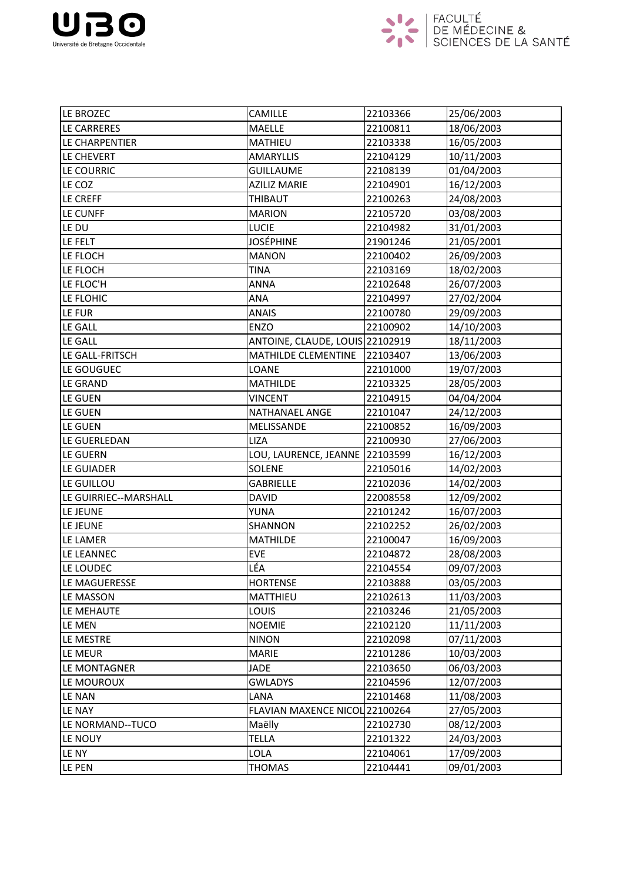| LE BROZEC | CAMILLE | 22103366 | 25/06/2003 |
|---|---|---|---|
| LE CARRERES | MAELLE | 22100811 | 18/06/2003 |
| LE CHARPENTIER | MATHIEU | 22103338 | 16/05/2003 |
| LE CHEVERT | AMARYLLIS | 22104129 | 10/11/2003 |
| LE COURRIC | GUILLAUME | 22108139 | 01/04/2003 |
| LE COZ | AZILIZ MARIE | 22104901 | 16/12/2003 |
| LE CREFF | THIBAUT | 22100263 | 24/08/2003 |
| LE CUNFF | MARION | 22105720 | 03/08/2003 |
| LE DU | LUCIE | 22104982 | 31/01/2003 |
| LE FELT | JOSÉPHINE | 21901246 | 21/05/2001 |
| LE FLOCH | MANON | 22100402 | 26/09/2003 |
| LE FLOCH | TINA | 22103169 | 18/02/2003 |
| LE FLOC'H | ANNA | 22102648 | 26/07/2003 |
| LE FLOHIC | ANA | 22104997 | 27/02/2004 |
| LE FUR | ANAIS | 22100780 | 29/09/2003 |
| LE GALL | ENZO | 22100902 | 14/10/2003 |
| LE GALL | ANTOINE, CLAUDE, LOUIS | 22102919 | 18/11/2003 |
| LE GALL-FRITSCH | MATHILDE CLEMENTINE | 22103407 | 13/06/2003 |
| LE GOUGUEC | LOANE | 22101000 | 19/07/2003 |
| LE GRAND | MATHILDE | 22103325 | 28/05/2003 |
| LE GUEN | VINCENT | 22104915 | 04/04/2004 |
| LE GUEN | NATHANAEL ANGE | 22101047 | 24/12/2003 |
| LE GUEN | MELISSANDE | 22100852 | 16/09/2003 |
| LE GUERLEDAN | LIZA | 22100930 | 27/06/2003 |
| LE GUERN | LOU, LAURENCE, JEANNE | 22103599 | 16/12/2003 |
| LE GUIADER | SOLENE | 22105016 | 14/02/2003 |
| LE GUILLOU | GABRIELLE | 22102036 | 14/02/2003 |
| LE GUIRRIEC--MARSHALL | DAVID | 22008558 | 12/09/2002 |
| LE JEUNE | YUNA | 22101242 | 16/07/2003 |
| LE JEUNE | SHANNON | 22102252 | 26/02/2003 |
| LE LAMER | MATHILDE | 22100047 | 16/09/2003 |
| LE LEANNEC | EVE | 22104872 | 28/08/2003 |
| LE LOUDEC | LÉA | 22104554 | 09/07/2003 |
| LE MAGUERESSE | HORTENSE | 22103888 | 03/05/2003 |
| LE MASSON | MATTHIEU | 22102613 | 11/03/2003 |
| LE MEHAUTE | LOUIS | 22103246 | 21/05/2003 |
| LE MEN | NOEMIE | 22102120 | 11/11/2003 |
| LE MESTRE | NINON | 22102098 | 07/11/2003 |
| LE MEUR | MARIE | 22101286 | 10/03/2003 |
| LE MONTAGNER | JADE | 22103650 | 06/03/2003 |
| LE MOUROUX | GWLADYS | 22104596 | 12/07/2003 |
| LE NAN | LANA | 22101468 | 11/08/2003 |
| LE NAY | FLAVIAN MAXENCE NICOL | 22100264 | 27/05/2003 |
| LE NORMAND--TUCO | Maëlly | 22102730 | 08/12/2003 |
| LE NOUY | TELLA | 22101322 | 24/03/2003 |
| LE NY | LOLA | 22104061 | 17/09/2003 |
| LE PEN | THOMAS | 22104441 | 09/01/2003 |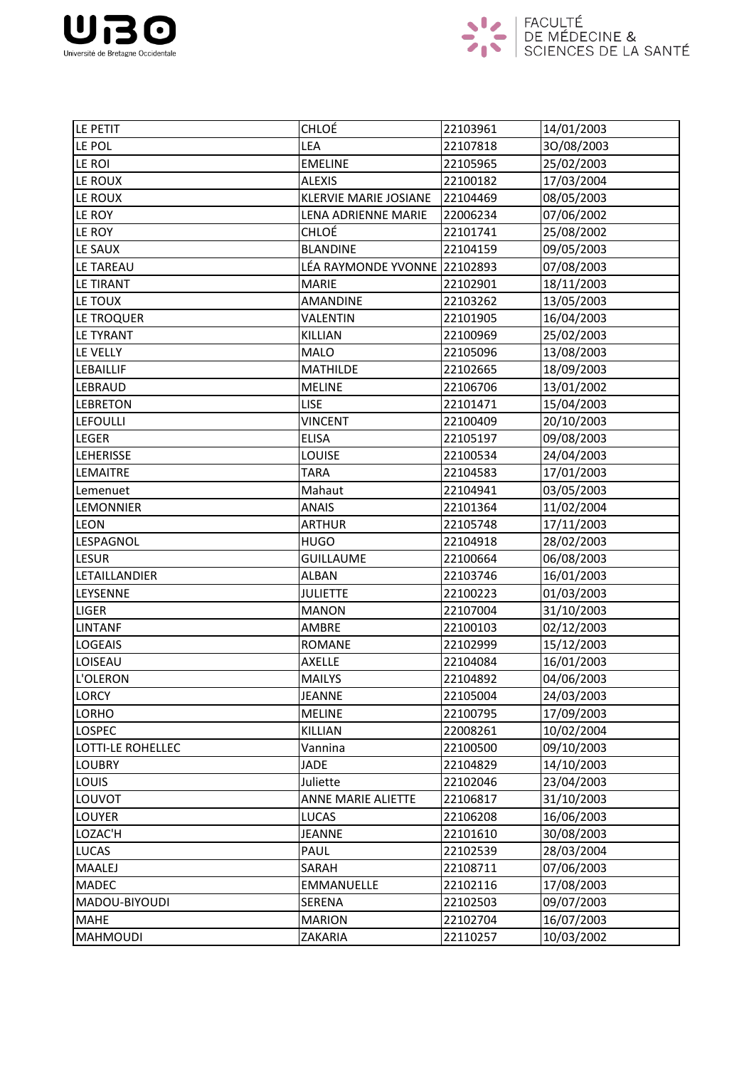| | | | |
|---|---|---|---|
| LE PETIT | CHLOÉ | 22103961 | 14/01/2003 |
| LE POL | LEA | 22107818 | 30/08/2003 |
| LE ROI | EMELINE | 22105965 | 25/02/2003 |
| LE ROUX | ALEXIS | 22100182 | 17/03/2004 |
| LE ROUX | KLERVIE MARIE JOSIANE | 22104469 | 08/05/2003 |
| LE ROY | LENA ADRIENNE MARIE | 22006234 | 07/06/2002 |
| LE ROY | CHLOÉ | 22101741 | 25/08/2002 |
| LE SAUX | BLANDINE | 22104159 | 09/05/2003 |
| LE TAREAU | LÉA RAYMONDE YVONNE | 22102893 | 07/08/2003 |
| LE TIRANT | MARIE | 22102901 | 18/11/2003 |
| LE TOUX | AMANDINE | 22103262 | 13/05/2003 |
| LE TROQUER | VALENTIN | 22101905 | 16/04/2003 |
| LE TYRANT | KILLIAN | 22100969 | 25/02/2003 |
| LE VELLY | MALO | 22105096 | 13/08/2003 |
| LEBAILLIF | MATHILDE | 22102665 | 18/09/2003 |
| LEBRAUD | MELINE | 22106706 | 13/01/2002 |
| LEBRETON | LISE | 22101471 | 15/04/2003 |
| LEFOULLI | VINCENT | 22100409 | 20/10/2003 |
| LEGER | ELISA | 22105197 | 09/08/2003 |
| LEHERISSE | LOUISE | 22100534 | 24/04/2003 |
| LEMAITRE | TARA | 22104583 | 17/01/2003 |
| Lemenuet | Mahaut | 22104941 | 03/05/2003 |
| LEMONNIER | ANAIS | 22101364 | 11/02/2004 |
| LEON | ARTHUR | 22105748 | 17/11/2003 |
| LESPAGNOL | HUGO | 22104918 | 28/02/2003 |
| LESUR | GUILLAUME | 22100664 | 06/08/2003 |
| LETAILLANDIER | ALBAN | 22103746 | 16/01/2003 |
| LEYSENNE | JULIETTE | 22100223 | 01/03/2003 |
| LIGER | MANON | 22107004 | 31/10/2003 |
| LINTANF | AMBRE | 22100103 | 02/12/2003 |
| LOGEAIS | ROMANE | 22102999 | 15/12/2003 |
| LOISEAU | AXELLE | 22104084 | 16/01/2003 |
| L'OLERON | MAILYS | 22104892 | 04/06/2003 |
| LORCY | JEANNE | 22105004 | 24/03/2003 |
| LORHO | MELINE | 22100795 | 17/09/2003 |
| LOSPEC | KILLIAN | 22008261 | 10/02/2004 |
| LOTTI-LE ROHELLEC | Vannina | 22100500 | 09/10/2003 |
| LOUBRY | JADE | 22104829 | 14/10/2003 |
| LOUIS | Juliette | 22102046 | 23/04/2003 |
| LOUVOT | ANNE MARIE ALIETTE | 22106817 | 31/10/2003 |
| LOUYER | LUCAS | 22106208 | 16/06/2003 |
| LOZAC'H | JEANNE | 22101610 | 30/08/2003 |
| LUCAS | PAUL | 22102539 | 28/03/2004 |
| MAALEJ | SARAH | 22108711 | 07/06/2003 |
| MADEC | EMMANUELLE | 22102116 | 17/08/2003 |
| MADOU-BIYOUDI | SERENA | 22102503 | 09/07/2003 |
| MAHE | MARION | 22102704 | 16/07/2003 |
| MAHMOUDI | ZAKARIA | 22110257 | 10/03/2002 |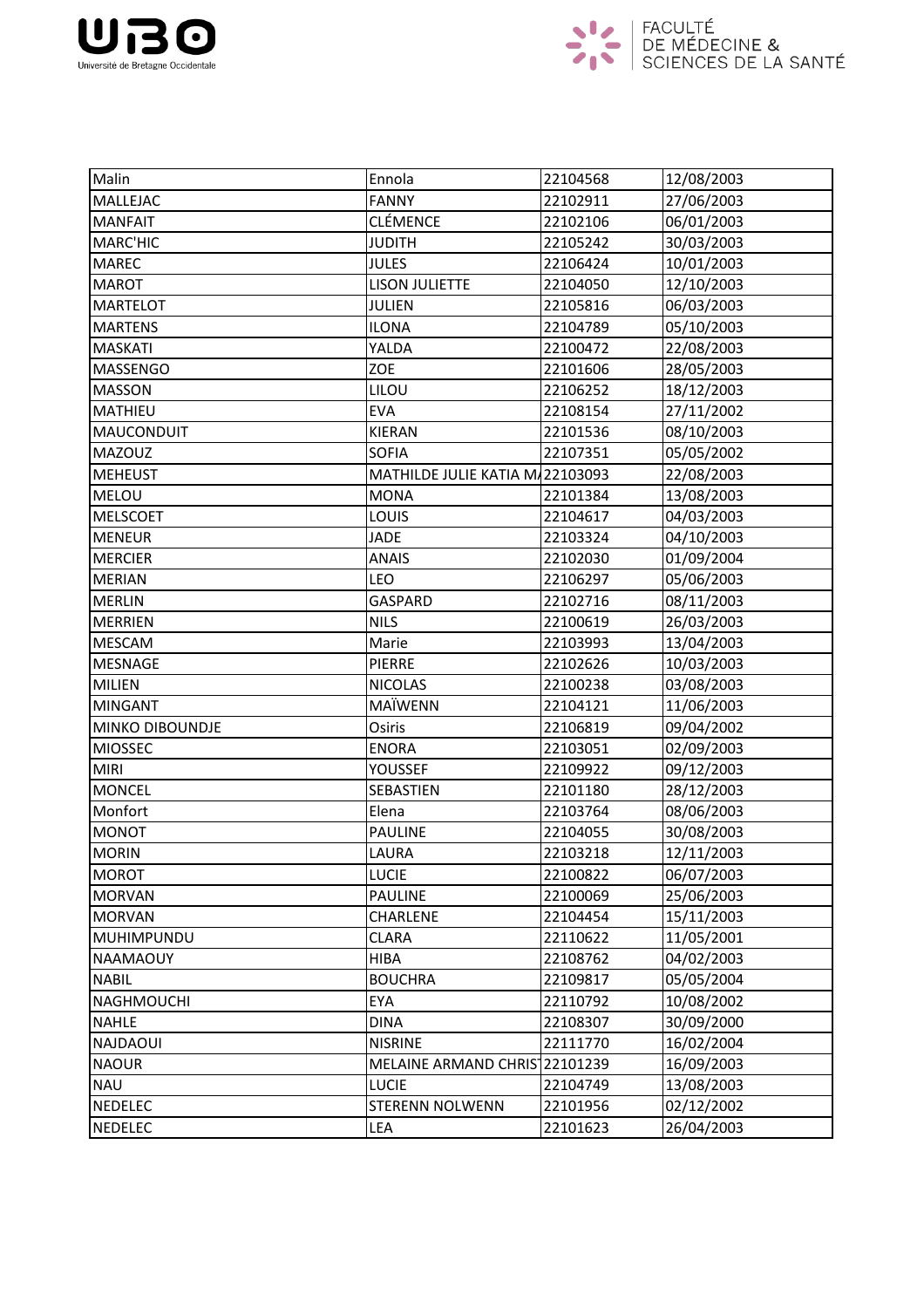| Malin | Ennola | 22104568 | 12/08/2003 |
|---|---|---|---|
| MALLEJAC | FANNY | 22102911 | 27/06/2003 |
| MANFAIT | CLÉMENCE | 22102106 | 06/01/2003 |
| MARC'HIC | JUDITH | 22105242 | 30/03/2003 |
| MAREC | JULES | 22106424 | 10/01/2003 |
| MAROT | LISON JULIETTE | 22104050 | 12/10/2003 |
| MARTELOT | JULIEN | 22105816 | 06/03/2003 |
| MARTENS | ILONA | 22104789 | 05/10/2003 |
| MASKATI | YALDA | 22100472 | 22/08/2003 |
| MASSENGO | ZOE | 22101606 | 28/05/2003 |
| MASSON | LILOU | 22106252 | 18/12/2003 |
| MATHIEU | EVA | 22108154 | 27/11/2002 |
| MAUCONDUIT | KIERAN | 22101536 | 08/10/2003 |
| MAZOUZ | SOFIA | 22107351 | 05/05/2002 |
| MEHEUST | MATHILDE JULIE KATIA MA | 22103093 | 22/08/2003 |
| MELOU | MONA | 22101384 | 13/08/2003 |
| MELSCOET | LOUIS | 22104617 | 04/03/2003 |
| MENEUR | JADE | 22103324 | 04/10/2003 |
| MERCIER | ANAIS | 22102030 | 01/09/2004 |
| MERIAN | LEO | 22106297 | 05/06/2003 |
| MERLIN | GASPARD | 22102716 | 08/11/2003 |
| MERRIEN | NILS | 22100619 | 26/03/2003 |
| MESCAM | Marie | 22103993 | 13/04/2003 |
| MESNAGE | PIERRE | 22102626 | 10/03/2003 |
| MILIEN | NICOLAS | 22100238 | 03/08/2003 |
| MINGANT | MAÏWENN | 22104121 | 11/06/2003 |
| MINKO DIBOUNDJE | Osiris | 22106819 | 09/04/2002 |
| MIOSSEC | ENORA | 22103051 | 02/09/2003 |
| MIRI | YOUSSEF | 22109922 | 09/12/2003 |
| MONCEL | SEBASTIEN | 22101180 | 28/12/2003 |
| Monfort | Elena | 22103764 | 08/06/2003 |
| MONOT | PAULINE | 22104055 | 30/08/2003 |
| MORIN | LAURA | 22103218 | 12/11/2003 |
| MOROT | LUCIE | 22100822 | 06/07/2003 |
| MORVAN | PAULINE | 22100069 | 25/06/2003 |
| MORVAN | CHARLENE | 22104454 | 15/11/2003 |
| MUHIMPUNDU | CLARA | 22110622 | 11/05/2001 |
| NAAMAOUY | HIBA | 22108762 | 04/02/2003 |
| NABIL | BOUCHRA | 22109817 | 05/05/2004 |
| NAGHMOUCHI | EYA | 22110792 | 10/08/2002 |
| NAHLE | DINA | 22108307 | 30/09/2000 |
| NAJDAOUI | NISRINE | 22111770 | 16/02/2004 |
| NAOUR | MELAINE ARMAND CHRIST | 22101239 | 16/09/2003 |
| NAU | LUCIE | 22104749 | 13/08/2003 |
| NEDELEC | STERENN NOLWENN | 22101956 | 02/12/2002 |
| NEDELEC | LEA | 22101623 | 26/04/2003 |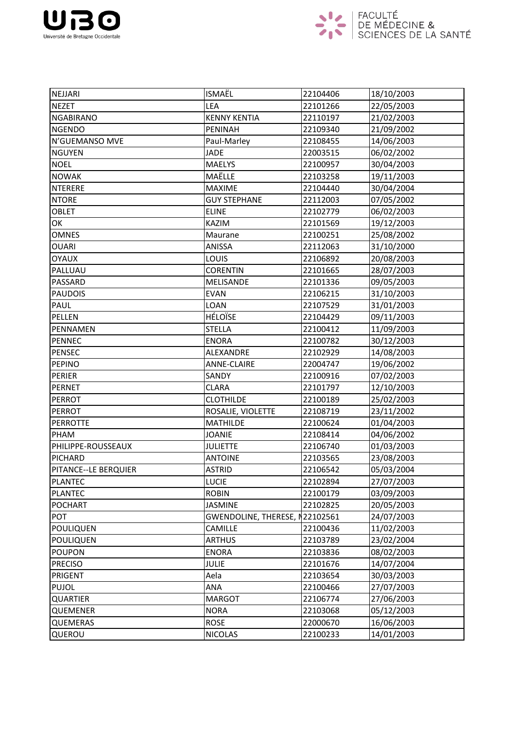| NEJJARI | ISMAËL | 22104406 | 18/10/2003 |
|---|---|---|---|
| NEZET | LEA | 22101266 | 22/05/2003 |
| NGABIRANO | KENNY KENTIA | 22110197 | 21/02/2003 |
| NGENDO | PENINAH | 22109340 | 21/09/2002 |
| N'GUEMANSO MVE | Paul-Marley | 22108455 | 14/06/2003 |
| NGUYEN | JADE | 22003515 | 06/02/2002 |
| NOEL | MAELYS | 22100957 | 30/04/2003 |
| NOWAK | MAËLLE | 22103258 | 19/11/2003 |
| NTERERE | MAXIME | 22104440 | 30/04/2004 |
| NTORE | GUY STEPHANE | 22112003 | 07/05/2002 |
| OBLET | ELINE | 22102779 | 06/02/2003 |
| OK | KAZIM | 22101569 | 19/12/2003 |
| OMNES | Maurane | 22100251 | 25/08/2002 |
| OUARI | ANISSA | 22112063 | 31/10/2000 |
| OYAUX | LOUIS | 22106892 | 20/08/2003 |
| PALLUAU | CORENTIN | 22101665 | 28/07/2003 |
| PASSARD | MELISANDE | 22101336 | 09/05/2003 |
| PAUDOIS | EVAN | 22106215 | 31/10/2003 |
| PAUL | LOAN | 22107529 | 31/01/2003 |
| PELLEN | HÉLOÏSE | 22104429 | 09/11/2003 |
| PENNAMEN | STELLA | 22100412 | 11/09/2003 |
| PENNEC | ENORA | 22100782 | 30/12/2003 |
| PENSEC | ALEXANDRE | 22102929 | 14/08/2003 |
| PEPINO | ANNE-CLAIRE | 22004747 | 19/06/2002 |
| PERIER | SANDY | 22100916 | 07/02/2003 |
| PERNET | CLARA | 22101797 | 12/10/2003 |
| PERROT | CLOTHILDE | 22100189 | 25/02/2003 |
| PERROT | ROSALIE, VIOLETTE | 22108719 | 23/11/2002 |
| PERROTTE | MATHILDE | 22100624 | 01/04/2003 |
| PHAM | JOANIE | 22108414 | 04/06/2002 |
| PHILIPPE-ROUSSEAUX | JULIETTE | 22106740 | 01/03/2003 |
| PICHARD | ANTOINE | 22103565 | 23/08/2003 |
| PITANCE--LE BERQUIER | ASTRID | 22106542 | 05/03/2004 |
| PLANTEC | LUCIE | 22102894 | 27/07/2003 |
| PLANTEC | ROBIN | 22100179 | 03/09/2003 |
| POCHART | JASMINE | 22102825 | 20/05/2003 |
| POT | GWENDOLINE, THERESE, N | 22102561 | 24/07/2003 |
| POULIQUEN | CAMILLE | 22100436 | 11/02/2003 |
| POULIQUEN | ARTHUS | 22103789 | 23/02/2004 |
| POUPON | ENORA | 22103836 | 08/02/2003 |
| PRECISO | JULIE | 22101676 | 14/07/2004 |
| PRIGENT | Aela | 22103654 | 30/03/2003 |
| PUJOL | ANA | 22100466 | 27/07/2003 |
| QUARTIER | MARGOT | 22106774 | 27/06/2003 |
| QUEMENER | NORA | 22103068 | 05/12/2003 |
| QUEMERAS | ROSE | 22000670 | 16/06/2003 |
| QUEROU | NICOLAS | 22100233 | 14/01/2003 |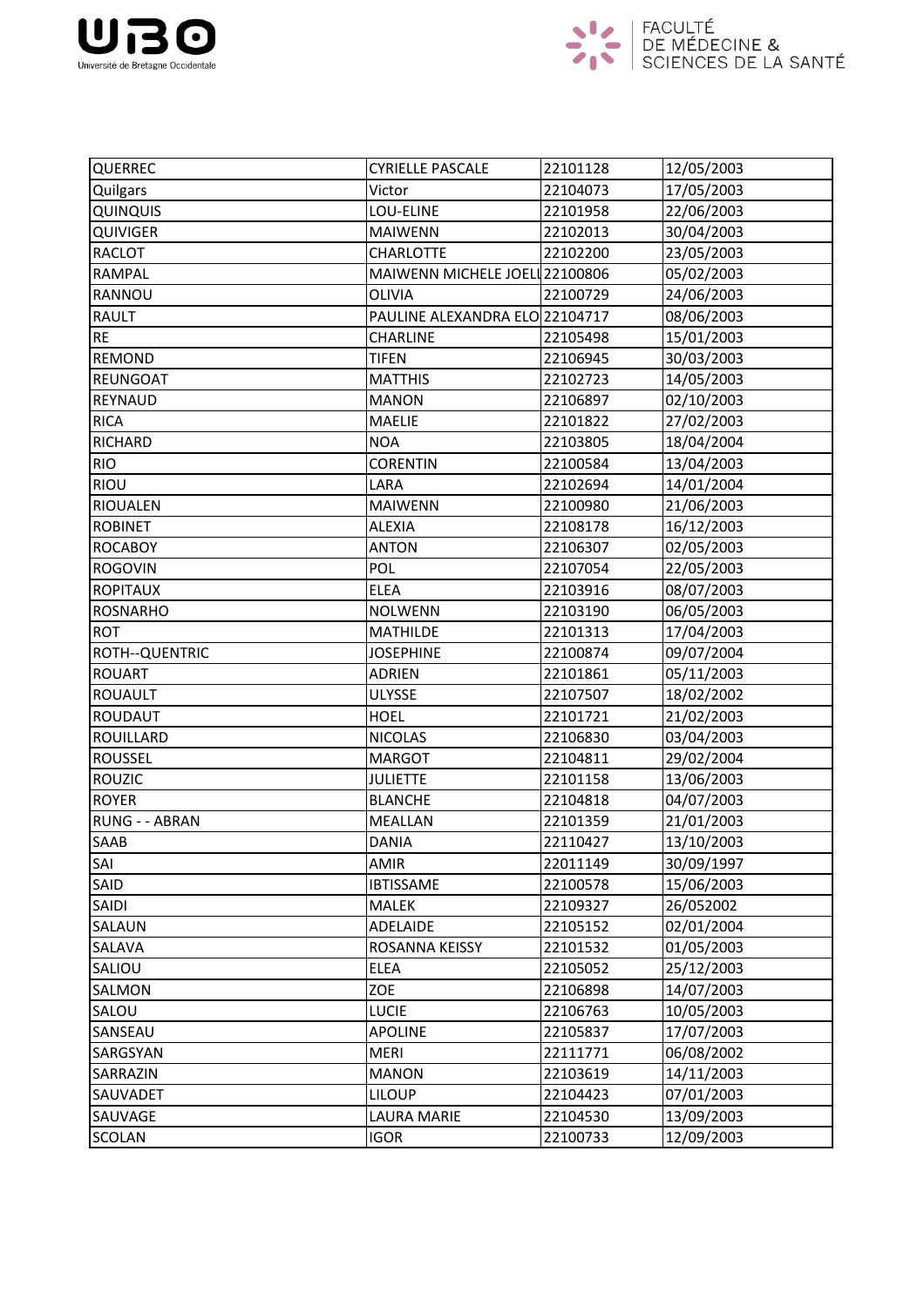| QUERREC | CYRIELLE PASCALE | 22101128 | 12/05/2003 |
|---|---|---|---|
| Quilgars | Victor | 22104073 | 17/05/2003 |
| QUINQUIS | LOU-ELINE | 22101958 | 22/06/2003 |
| QUIVIGER | MAIWENN | 22102013 | 30/04/2003 |
| RACLOT | CHARLOTTE | 22102200 | 23/05/2003 |
| RAMPAL | MAIWENN MICHELE JOELI | 22100806 | 05/02/2003 |
| RANNOU | OLIVIA | 22100729 | 24/06/2003 |
| RAULT | PAULINE ALEXANDRA ELO | 22104717 | 08/06/2003 |
| RE | CHARLINE | 22105498 | 15/01/2003 |
| REMOND | TIFEN | 22106945 | 30/03/2003 |
| REUNGOAT | MATTHIS | 22102723 | 14/05/2003 |
| REYNAUD | MANON | 22106897 | 02/10/2003 |
| RICA | MAELIE | 22101822 | 27/02/2003 |
| RICHARD | NOA | 22103805 | 18/04/2004 |
| RIO | CORENTIN | 22100584 | 13/04/2003 |
| RIOU | LARA | 22102694 | 14/01/2004 |
| RIOUALEN | MAIWENN | 22100980 | 21/06/2003 |
| ROBINET | ALEXIA | 22108178 | 16/12/2003 |
| ROCABOY | ANTON | 22106307 | 02/05/2003 |
| ROGOVIN | POL | 22107054 | 22/05/2003 |
| ROPITAUX | ELEA | 22103916 | 08/07/2003 |
| ROSNARHO | NOLWENN | 22103190 | 06/05/2003 |
| ROT | MATHILDE | 22101313 | 17/04/2003 |
| ROTH--QUENTRIC | JOSEPHINE | 22100874 | 09/07/2004 |
| ROUART | ADRIEN | 22101861 | 05/11/2003 |
| ROUAULT | ULYSSE | 22107507 | 18/02/2002 |
| ROUDAUT | HOEL | 22101721 | 21/02/2003 |
| ROUILLARD | NICOLAS | 22106830 | 03/04/2003 |
| ROUSSEL | MARGOT | 22104811 | 29/02/2004 |
| ROUZIC | JULIETTE | 22101158 | 13/06/2003 |
| ROYER | BLANCHE | 22104818 | 04/07/2003 |
| RUNG - - ABRAN | MEALLAN | 22101359 | 21/01/2003 |
| SAAB | DANIA | 22110427 | 13/10/2003 |
| SAI | AMIR | 22011149 | 30/09/1997 |
| SAID | IBTISSAME | 22100578 | 15/06/2003 |
| SAIDI | MALEK | 22109327 | 26/052002 |
| SALAUN | ADELAIDE | 22105152 | 02/01/2004 |
| SALAVA | ROSANNA KEISSY | 22101532 | 01/05/2003 |
| SALIOU | ELEA | 22105052 | 25/12/2003 |
| SALMON | ZOE | 22106898 | 14/07/2003 |
| SALOU | LUCIE | 22106763 | 10/05/2003 |
| SANSEAU | APOLINE | 22105837 | 17/07/2003 |
| SARGSYAN | MERI | 22111771 | 06/08/2002 |
| SARRAZIN | MANON | 22103619 | 14/11/2003 |
| SAUVADET | LILOUP | 22104423 | 07/01/2003 |
| SAUVAGE | LAURA MARIE | 22104530 | 13/09/2003 |
| SCOLAN | IGOR | 22100733 | 12/09/2003 |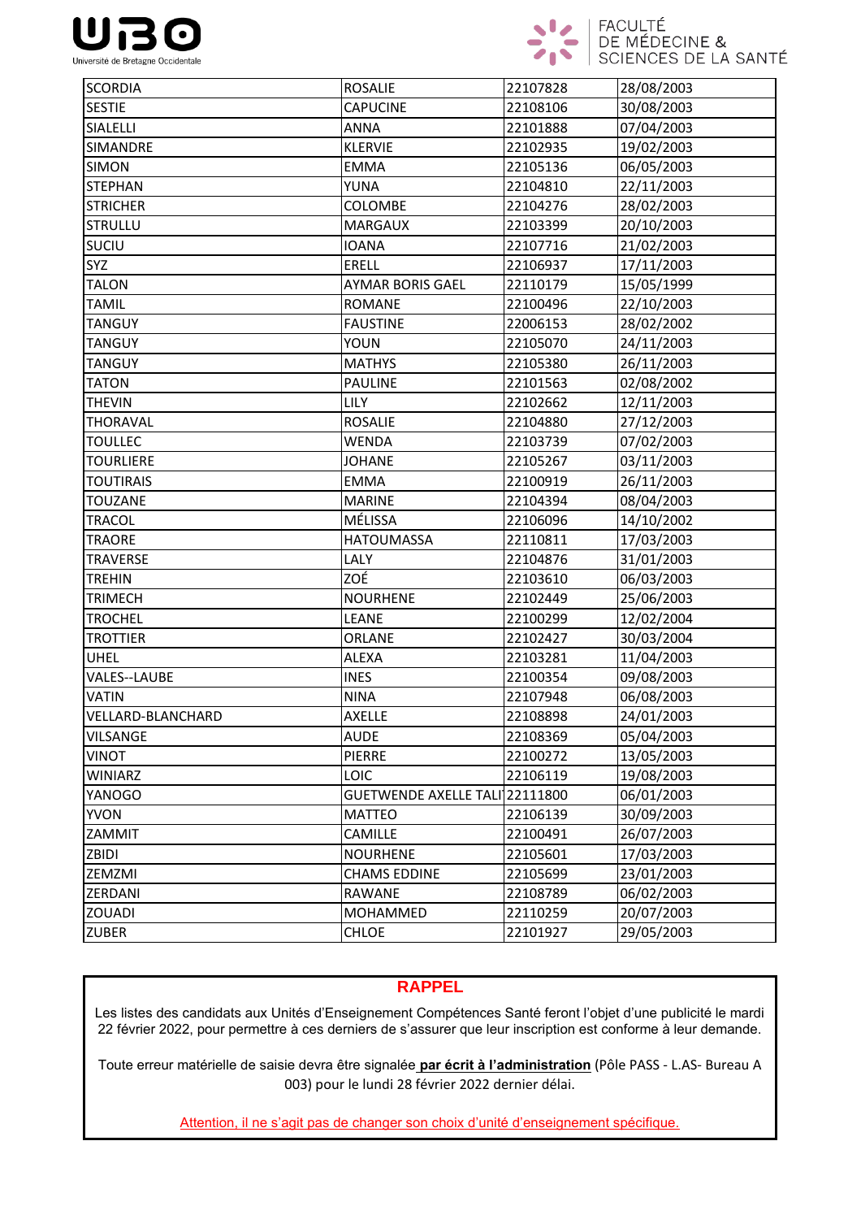| | | | |
|---|---|---|---|
| SCORDIA | ROSALIE | 22107828 | 28/08/2003 |
| SESTIE | CAPUCINE | 22108106 | 30/08/2003 |
| SIALELLI | ANNA | 22101888 | 07/04/2003 |
| SIMANDRE | KLERVIE | 22102935 | 19/02/2003 |
| SIMON | EMMA | 22105136 | 06/05/2003 |
| STEPHAN | YUNA | 22104810 | 22/11/2003 |
| STRICHER | COLOMBE | 22104276 | 28/02/2003 |
| STRULLU | MARGAUX | 22103399 | 20/10/2003 |
| SUCIU | IOANA | 22107716 | 21/02/2003 |
| SYZ | ERELL | 22106937 | 17/11/2003 |
| TALON | AYMAR BORIS GAEL | 22110179 | 15/05/1999 |
| TAMIL | ROMANE | 22100496 | 22/10/2003 |
| TANGUY | FAUSTINE | 22006153 | 28/02/2002 |
| TANGUY | YOUN | 22105070 | 24/11/2003 |
| TANGUY | MATHYS | 22105380 | 26/11/2003 |
| TATON | PAULINE | 22101563 | 02/08/2002 |
| THEVIN | LILY | 22102662 | 12/11/2003 |
| THORAVAL | ROSALIE | 22104880 | 27/12/2003 |
| TOULLEC | WENDA | 22103739 | 07/02/2003 |
| TOURLIERE | JOHANE | 22105267 | 03/11/2003 |
| TOUTIRAIS | EMMA | 22100919 | 26/11/2003 |
| TOUZANE | MARINE | 22104394 | 08/04/2003 |
| TRACOL | MÉLISSA | 22106096 | 14/10/2002 |
| TRAORE | HATOUMASSA | 22110811 | 17/03/2003 |
| TRAVERSE | LALY | 22104876 | 31/01/2003 |
| TREHIN | ZOÉ | 22103610 | 06/03/2003 |
| TRIMECH | NOURHENE | 22102449 | 25/06/2003 |
| TROCHEL | LEANE | 22100299 | 12/02/2004 |
| TROTTIER | ORLANE | 22102427 | 30/03/2004 |
| UHEL | ALEXA | 22103281 | 11/04/2003 |
| VALES--LAUBE | INES | 22100354 | 09/08/2003 |
| VATIN | NINA | 22107948 | 06/08/2003 |
| VELLARD-BLANCHARD | AXELLE | 22108898 | 24/01/2003 |
| VILSANGE | AUDE | 22108369 | 05/04/2003 |
| VINOT | PIERRE | 22100272 | 13/05/2003 |
| WINIARZ | LOIC | 22106119 | 19/08/2003 |
| YANOGO | GUETWENDE AXELLE TALI | 22111800 | 06/01/2003 |
| YVON | MATTEO | 22106139 | 30/09/2003 |
| ZAMMIT | CAMILLE | 22100491 | 26/07/2003 |
| ZBIDI | NOURHENE | 22105601 | 17/03/2003 |
| ZEMZMI | CHAMS EDDINE | 22105699 | 23/01/2003 |
| ZERDANI | RAWANE | 22108789 | 06/02/2003 |
| ZOUADI | MOHAMMED | 22110259 | 20/07/2003 |
| ZUBER | CHLOE | 22101927 | 29/05/2003 |

**RAPPEL**

Les listes des candidats aux Unités d'Enseignement Compétences Santé feront l'objet d'une publicité le mardi 22 février 2022, pour permettre à ces derniers de s'assurer que leur inscription est conforme à leur demande.

Toute erreur matérielle de saisie devra être signalée **par écrit à l'administration** (Pôle PASS - L.AS- Bureau A 003) pour le lundi 28 février 2022 dernier délai.

Attention, il ne s'agit pas de changer son choix d'unité d'enseignement spécifique.